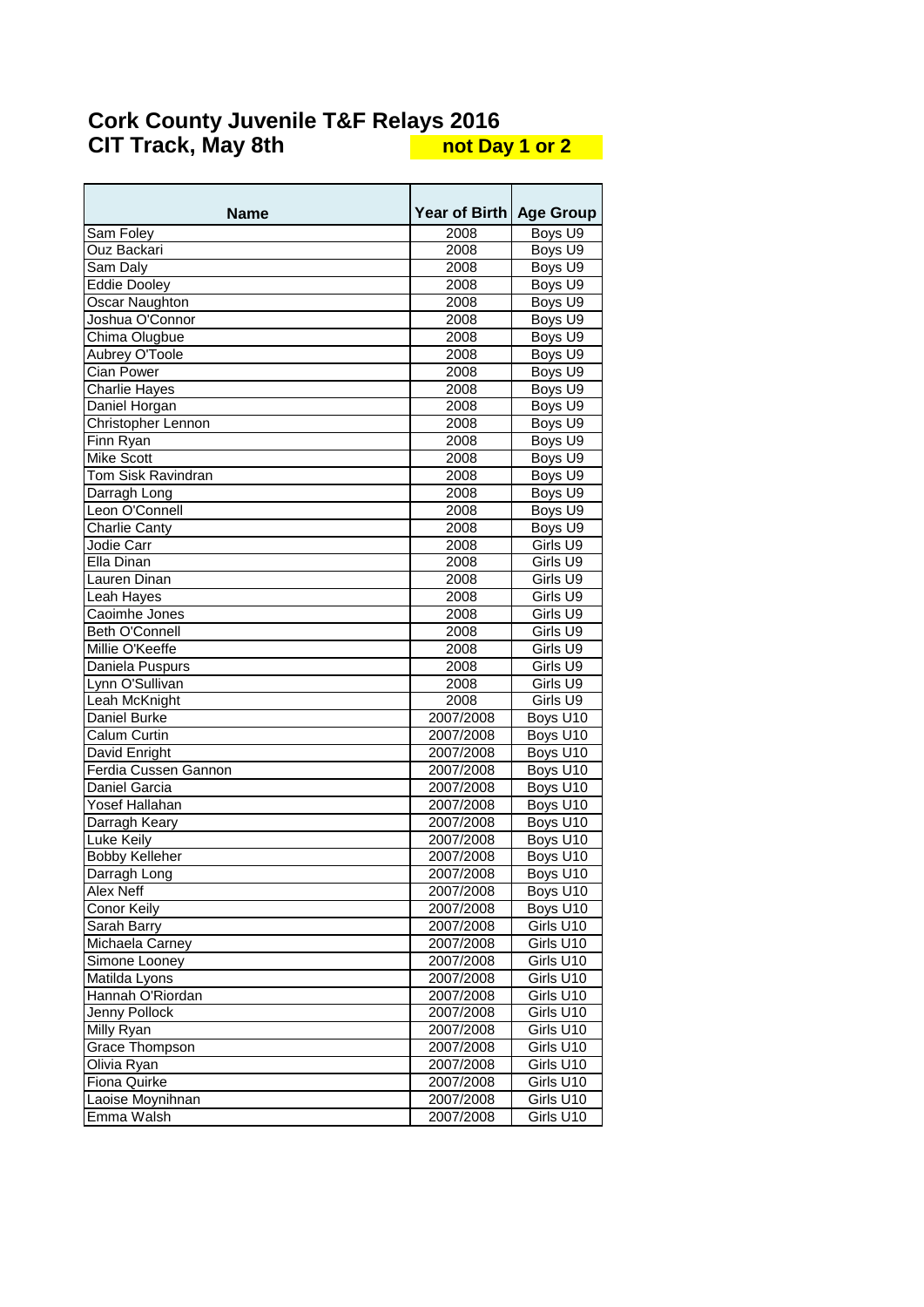# Cork County Juvenile T&F Relays 2016

## CIT Track, May 8th **not Day 1 or 2**

| Name | Year of Birth | Age Group |
|---|---|---|
| Sam Foley | 2008 | Boys U9 |
| Ouz Backari | 2008 | Boys U9 |
| Sam Daly | 2008 | Boys U9 |
| Eddie Dooley | 2008 | Boys U9 |
| Oscar Naughton | 2008 | Boys U9 |
| Joshua O'Connor | 2008 | Boys U9 |
| Chima Olugbue | 2008 | Boys U9 |
| Aubrey O'Toole | 2008 | Boys U9 |
| Cian Power | 2008 | Boys U9 |
| Charlie Hayes | 2008 | Boys U9 |
| Daniel Horgan | 2008 | Boys U9 |
| Christopher Lennon | 2008 | Boys U9 |
| Finn Ryan | 2008 | Boys U9 |
| Mike Scott | 2008 | Boys U9 |
| Tom Sisk Ravindran | 2008 | Boys U9 |
| Darragh Long | 2008 | Boys U9 |
| Leon O'Connell | 2008 | Boys U9 |
| Charlie Canty | 2008 | Boys U9 |
| Jodie Carr | 2008 | Girls U9 |
| Ella Dinan | 2008 | Girls U9 |
| Lauren Dinan | 2008 | Girls U9 |
| Leah Hayes | 2008 | Girls U9 |
| Caoimhe Jones | 2008 | Girls U9 |
| Beth O'Connell | 2008 | Girls U9 |
| Millie O'Keeffe | 2008 | Girls U9 |
| Daniela Puspurs | 2008 | Girls U9 |
| Lynn O'Sullivan | 2008 | Girls U9 |
| Leah McKnight | 2008 | Girls U9 |
| Daniel Burke | 2007/2008 | Boys U10 |
| Calum Curtin | 2007/2008 | Boys U10 |
| David Enright | 2007/2008 | Boys U10 |
| Ferdia Cussen Gannon | 2007/2008 | Boys U10 |
| Daniel Garcia | 2007/2008 | Boys U10 |
| Yosef Hallahan | 2007/2008 | Boys U10 |
| Darragh Keary | 2007/2008 | Boys U10 |
| Luke Keily | 2007/2008 | Boys U10 |
| Bobby Kelleher | 2007/2008 | Boys U10 |
| Darragh Long | 2007/2008 | Boys U10 |
| Alex Neff | 2007/2008 | Boys U10 |
| Conor Keily | 2007/2008 | Boys U10 |
| Sarah Barry | 2007/2008 | Girls U10 |
| Michaela Carney | 2007/2008 | Girls U10 |
| Simone Looney | 2007/2008 | Girls U10 |
| Matilda Lyons | 2007/2008 | Girls U10 |
| Hannah O'Riordan | 2007/2008 | Girls U10 |
| Jenny Pollock | 2007/2008 | Girls U10 |
| Milly Ryan | 2007/2008 | Girls U10 |
| Grace Thompson | 2007/2008 | Girls U10 |
| Olivia Ryan | 2007/2008 | Girls U10 |
| Fiona Quirke | 2007/2008 | Girls U10 |
| Laoise Moynihnan | 2007/2008 | Girls U10 |
| Emma Walsh | 2007/2008 | Girls U10 |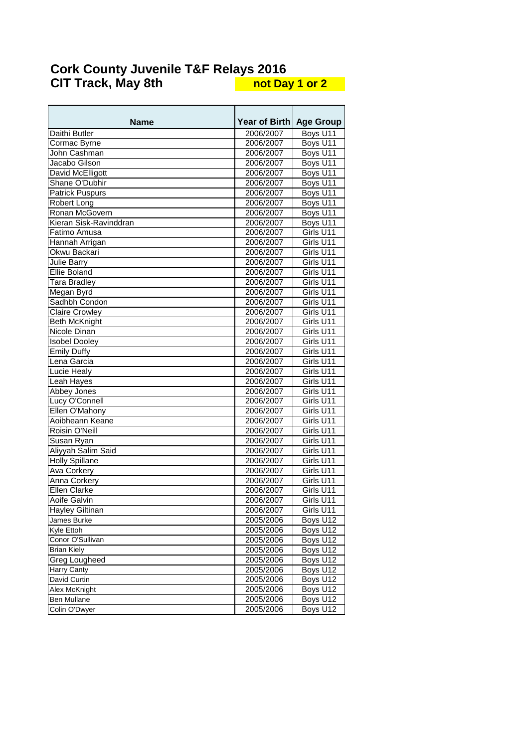# Cork County Juvenile T&F Relays 2016

## CIT Track, May 8th **not Day 1 or 2**

| Name | Year of Birth | Age Group |
|---|---|---|
| Daithi Butler | 2006/2007 | Boys U11 |
| Cormac Byrne | 2006/2007 | Boys U11 |
| John Cashman | 2006/2007 | Boys U11 |
| Jacabo Gilson | 2006/2007 | Boys U11 |
| David McElligott | 2006/2007 | Boys U11 |
| Shane O'Dubhir | 2006/2007 | Boys U11 |
| Patrick Puspurs | 2006/2007 | Boys U11 |
| Robert Long | 2006/2007 | Boys U11 |
| Ronan McGovern | 2006/2007 | Boys U11 |
| Kieran Sisk-Ravinddran | 2006/2007 | Boys U11 |
| Fatimo Amusa | 2006/2007 | Girls U11 |
| Hannah Arrigan | 2006/2007 | Girls U11 |
| Okwu Backari | 2006/2007 | Girls U11 |
| Julie Barry | 2006/2007 | Girls U11 |
| Ellie Boland | 2006/2007 | Girls U11 |
| Tara Bradley | 2006/2007 | Girls U11 |
| Megan Byrd | 2006/2007 | Girls U11 |
| Sadhbh Condon | 2006/2007 | Girls U11 |
| Claire Crowley | 2006/2007 | Girls U11 |
| Beth McKnight | 2006/2007 | Girls U11 |
| Nicole Dinan | 2006/2007 | Girls U11 |
| Isobel Dooley | 2006/2007 | Girls U11 |
| Emily Duffy | 2006/2007 | Girls U11 |
| Lena Garcia | 2006/2007 | Girls U11 |
| Lucie Healy | 2006/2007 | Girls U11 |
| Leah Hayes | 2006/2007 | Girls U11 |
| Abbey Jones | 2006/2007 | Girls U11 |
| Lucy O'Connell | 2006/2007 | Girls U11 |
| Ellen O'Mahony | 2006/2007 | Girls U11 |
| Aoibheann Keane | 2006/2007 | Girls U11 |
| Roisin O'Neill | 2006/2007 | Girls U11 |
| Susan Ryan | 2006/2007 | Girls U11 |
| Aliyyah Salim Said | 2006/2007 | Girls U11 |
| Holly Spillane | 2006/2007 | Girls U11 |
| Ava Corkery | 2006/2007 | Girls U11 |
| Anna Corkery | 2006/2007 | Girls U11 |
| Ellen Clarke | 2006/2007 | Girls U11 |
| Aoife Galvin | 2006/2007 | Girls U11 |
| Hayley Giltinan | 2006/2007 | Girls U11 |
| James Burke | 2005/2006 | Boys U12 |
| Kyle Ettoh | 2005/2006 | Boys U12 |
| Conor O'Sullivan | 2005/2006 | Boys U12 |
| Brian Kiely | 2005/2006 | Boys U12 |
| Greg Lougheed | 2005/2006 | Boys U12 |
| Harry Canty | 2005/2006 | Boys U12 |
| David Curtin | 2005/2006 | Boys U12 |
| Alex McKnight | 2005/2006 | Boys U12 |
| Ben Mullane | 2005/2006 | Boys U12 |
| Colin O'Dwyer | 2005/2006 | Boys U12 |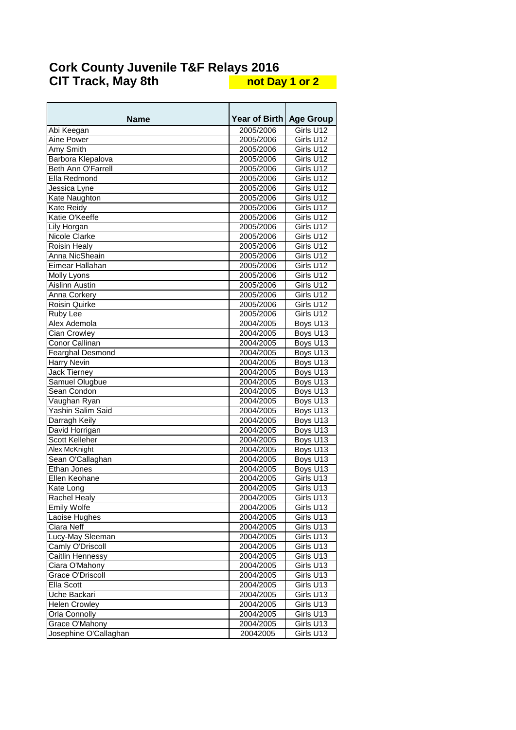# Cork County Juvenile T&F Relays 2016

## CIT Track, May 8th

**not Day 1 or 2**

| Name | Year of Birth | Age Group |
|---|---|---|
| Abi Keegan | 2005/2006 | Girls U12 |
| Aine Power | 2005/2006 | Girls U12 |
| Amy Smith | 2005/2006 | Girls U12 |
| Barbora Klepalova | 2005/2006 | Girls U12 |
| Beth Ann O'Farrell | 2005/2006 | Girls U12 |
| Ella Redmond | 2005/2006 | Girls U12 |
| Jessica Lyne | 2005/2006 | Girls U12 |
| Kate Naughton | 2005/2006 | Girls U12 |
| Kate Reidy | 2005/2006 | Girls U12 |
| Katie O'Keeffe | 2005/2006 | Girls U12 |
| Lily Horgan | 2005/2006 | Girls U12 |
| Nicole Clarke | 2005/2006 | Girls U12 |
| Roisin Healy | 2005/2006 | Girls U12 |
| Anna NicSheain | 2005/2006 | Girls U12 |
| Eimear Hallahan | 2005/2006 | Girls U12 |
| Molly Lyons | 2005/2006 | Girls U12 |
| Aislinn Austin | 2005/2006 | Girls U12 |
| Anna Corkery | 2005/2006 | Girls U12 |
| Roisin Quirke | 2005/2006 | Girls U12 |
| Ruby Lee | 2005/2006 | Girls U12 |
| Alex Ademola | 2004/2005 | Boys U13 |
| Cian Crowley | 2004/2005 | Boys U13 |
| Conor Callinan | 2004/2005 | Boys U13 |
| Fearghal Desmond | 2004/2005 | Boys U13 |
| Harry Nevin | 2004/2005 | Boys U13 |
| Jack Tierney | 2004/2005 | Boys U13 |
| Samuel Olugbue | 2004/2005 | Boys U13 |
| Sean Condon | 2004/2005 | Boys U13 |
| Vaughan Ryan | 2004/2005 | Boys U13 |
| Yashin Salim Said | 2004/2005 | Boys U13 |
| Darragh Keily | 2004/2005 | Boys U13 |
| David Horrigan | 2004/2005 | Boys U13 |
| Scott Kelleher | 2004/2005 | Boys U13 |
| Alex McKnight | 2004/2005 | Boys U13 |
| Sean O'Callaghan | 2004/2005 | Boys U13 |
| Ethan Jones | 2004/2005 | Boys U13 |
| Ellen Keohane | 2004/2005 | Girls U13 |
| Kate Long | 2004/2005 | Girls U13 |
| Rachel Healy | 2004/2005 | Girls U13 |
| Emily Wolfe | 2004/2005 | Girls U13 |
| Laoise Hughes | 2004/2005 | Girls U13 |
| Ciara Neff | 2004/2005 | Girls U13 |
| Lucy-May Sleeman | 2004/2005 | Girls U13 |
| Camly O'Driscoll | 2004/2005 | Girls U13 |
| Caitlin Hennessy | 2004/2005 | Girls U13 |
| Ciara O'Mahony | 2004/2005 | Girls U13 |
| Grace O'Driscoll | 2004/2005 | Girls U13 |
| Ella Scott | 2004/2005 | Girls U13 |
| Uche Backari | 2004/2005 | Girls U13 |
| Helen Crowley | 2004/2005 | Girls U13 |
| Orla Connolly | 2004/2005 | Girls U13 |
| Grace O'Mahony | 2004/2005 | Girls U13 |
| Josephine O'Callaghan | 20042005 | Girls U13 |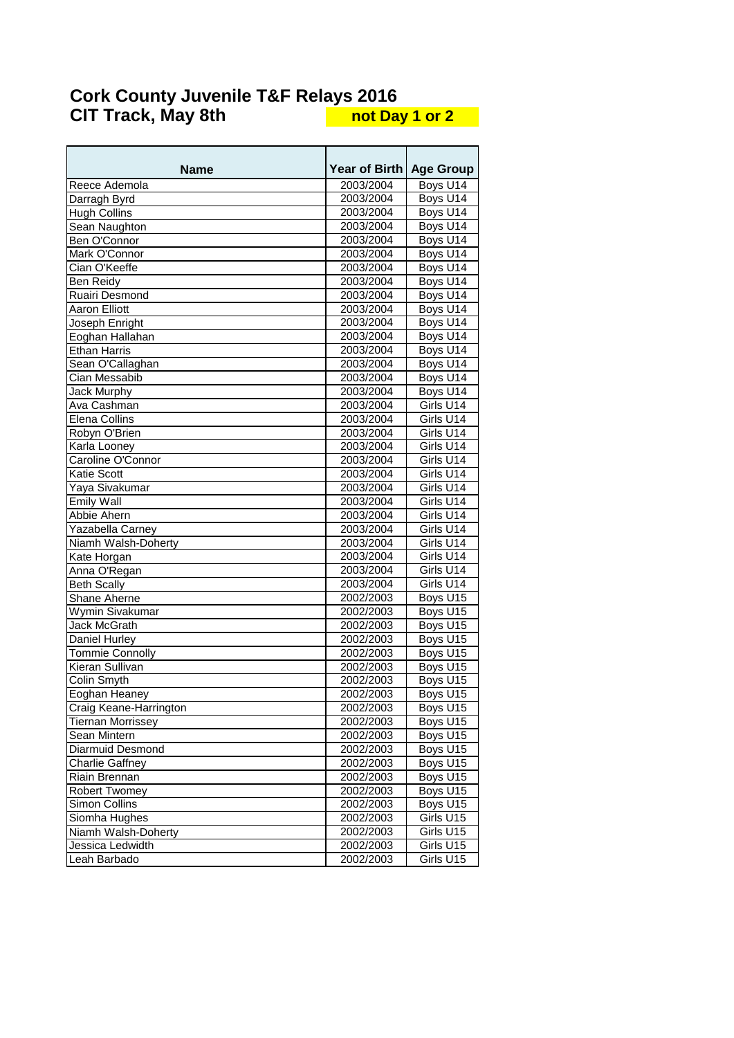# Cork County Juvenile T&F Relays 2016

## CIT Track, May 8th **not Day 1 or 2**

| Name | Year of Birth | Age Group |
|---|---|---|
| Reece Ademola | 2003/2004 | Boys U14 |
| Darragh Byrd | 2003/2004 | Boys U14 |
| Hugh Collins | 2003/2004 | Boys U14 |
| Sean Naughton | 2003/2004 | Boys U14 |
| Ben O'Connor | 2003/2004 | Boys U14 |
| Mark O'Connor | 2003/2004 | Boys U14 |
| Cian O'Keeffe | 2003/2004 | Boys U14 |
| Ben Reidy | 2003/2004 | Boys U14 |
| Ruairi Desmond | 2003/2004 | Boys U14 |
| Aaron Elliott | 2003/2004 | Boys U14 |
| Joseph Enright | 2003/2004 | Boys U14 |
| Eoghan Hallahan | 2003/2004 | Boys U14 |
| Ethan Harris | 2003/2004 | Boys U14 |
| Sean O'Callaghan | 2003/2004 | Boys U14 |
| Cian Messabib | 2003/2004 | Boys U14 |
| Jack Murphy | 2003/2004 | Boys U14 |
| Ava Cashman | 2003/2004 | Girls U14 |
| Elena Collins | 2003/2004 | Girls U14 |
| Robyn O'Brien | 2003/2004 | Girls U14 |
| Karla Looney | 2003/2004 | Girls U14 |
| Caroline O'Connor | 2003/2004 | Girls U14 |
| Katie Scott | 2003/2004 | Girls U14 |
| Yaya Sivakumar | 2003/2004 | Girls U14 |
| Emily Wall | 2003/2004 | Girls U14 |
| Abbie Ahern | 2003/2004 | Girls U14 |
| Yazabella Carney | 2003/2004 | Girls U14 |
| Niamh Walsh-Doherty | 2003/2004 | Girls U14 |
| Kate Horgan | 2003/2004 | Girls U14 |
| Anna O'Regan | 2003/2004 | Girls U14 |
| Beth Scally | 2003/2004 | Girls U14 |
| Shane Aherne | 2002/2003 | Boys U15 |
| Wymin Sivakumar | 2002/2003 | Boys U15 |
| Jack McGrath | 2002/2003 | Boys U15 |
| Daniel Hurley | 2002/2003 | Boys U15 |
| Tommie Connolly | 2002/2003 | Boys U15 |
| Kieran Sullivan | 2002/2003 | Boys U15 |
| Colin Smyth | 2002/2003 | Boys U15 |
| Eoghan Heaney | 2002/2003 | Boys U15 |
| Craig Keane-Harrington | 2002/2003 | Boys U15 |
| Tiernan Morrissey | 2002/2003 | Boys U15 |
| Sean Mintern | 2002/2003 | Boys U15 |
| Diarmuid Desmond | 2002/2003 | Boys U15 |
| Charlie Gaffney | 2002/2003 | Boys U15 |
| Riain Brennan | 2002/2003 | Boys U15 |
| Robert Twomey | 2002/2003 | Boys U15 |
| Simon Collins | 2002/2003 | Boys U15 |
| Siomha Hughes | 2002/2003 | Girls U15 |
| Niamh Walsh-Doherty | 2002/2003 | Girls U15 |
| Jessica Ledwidth | 2002/2003 | Girls U15 |
| Leah Barbado | 2002/2003 | Girls U15 |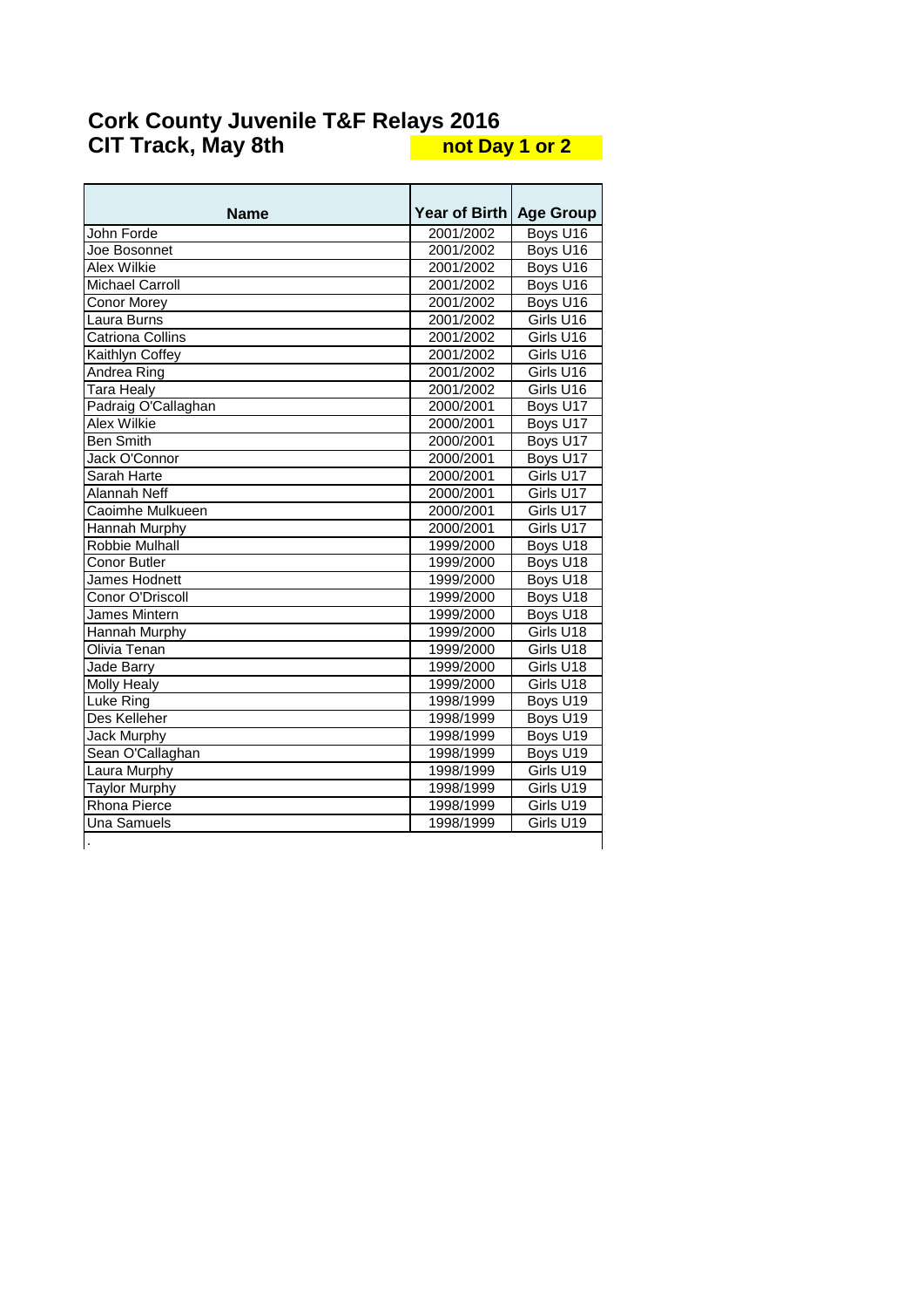# Cork County Juvenile T&F Relays 2016

## CIT Track, May 8th **not Day 1 or 2**

| Name | Year of Birth | Age Group |
|---|---|---|
| John Forde | 2001/2002 | Boys U16 |
| Joe Bosonnet | 2001/2002 | Boys U16 |
| Alex Wilkie | 2001/2002 | Boys U16 |
| Michael Carroll | 2001/2002 | Boys U16 |
| Conor Morey | 2001/2002 | Boys U16 |
| Laura Burns | 2001/2002 | Girls U16 |
| Catriona Collins | 2001/2002 | Girls U16 |
| Kaithlyn Coffey | 2001/2002 | Girls U16 |
| Andrea Ring | 2001/2002 | Girls U16 |
| Tara Healy | 2001/2002 | Girls U16 |
| Padraig O'Callaghan | 2000/2001 | Boys U17 |
| Alex Wilkie | 2000/2001 | Boys U17 |
| Ben Smith | 2000/2001 | Boys U17 |
| Jack O'Connor | 2000/2001 | Boys U17 |
| Sarah Harte | 2000/2001 | Girls U17 |
| Alannah Neff | 2000/2001 | Girls U17 |
| Caoimhe Mulkueen | 2000/2001 | Girls U17 |
| Hannah Murphy | 2000/2001 | Girls U17 |
| Robbie Mulhall | 1999/2000 | Boys U18 |
| Conor Butler | 1999/2000 | Boys U18 |
| James Hodnett | 1999/2000 | Boys U18 |
| Conor O'Driscoll | 1999/2000 | Boys U18 |
| James Mintern | 1999/2000 | Boys U18 |
| Hannah Murphy | 1999/2000 | Girls U18 |
| Olivia Tenan | 1999/2000 | Girls U18 |
| Jade Barry | 1999/2000 | Girls U18 |
| Molly Healy | 1999/2000 | Girls U18 |
| Luke Ring | 1998/1999 | Boys U19 |
| Des Kelleher | 1998/1999 | Boys U19 |
| Jack Murphy | 1998/1999 | Boys U19 |
| Sean O'Callaghan | 1998/1999 | Boys U19 |
| Laura Murphy | 1998/1999 | Girls U19 |
| Taylor Murphy | 1998/1999 | Girls U19 |
| Rhona Pierce | 1998/1999 | Girls U19 |
| Una Samuels | 1998/1999 | Girls U19 |
| . | | |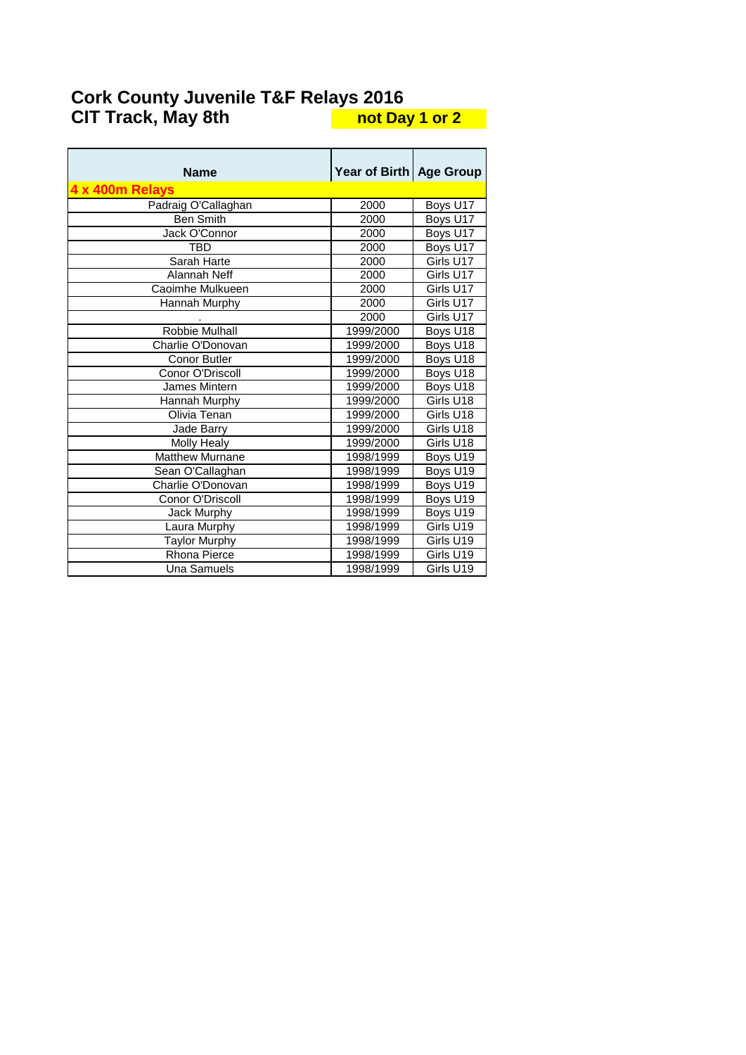# Cork County Juvenile T&F Relays 2016

## CIT Track, May 8th

**not Day 1 or 2**

| Name | Year of Birth | Age Group |
|---|---|---|
| **4 x 400m Relays** | | |
| Padraig O'Callaghan | 2000 | Boys U17 |
| Ben Smith | 2000 | Boys U17 |
| Jack O'Connor | 2000 | Boys U17 |
| TBD | 2000 | Boys U17 |
| Sarah Harte | 2000 | Girls U17 |
| Alannah Neff | 2000 | Girls U17 |
| Caoimhe Mulkueen | 2000 | Girls U17 |
| Hannah Murphy | 2000 | Girls U17 |
| . | 2000 | Girls U17 |
| Robbie Mulhall | 1999/2000 | Boys U18 |
| Charlie O'Donovan | 1999/2000 | Boys U18 |
| Conor Butler | 1999/2000 | Boys U18 |
| Conor O'Driscoll | 1999/2000 | Boys U18 |
| James Mintern | 1999/2000 | Boys U18 |
| Hannah Murphy | 1999/2000 | Girls U18 |
| Olivia Tenan | 1999/2000 | Girls U18 |
| Jade Barry | 1999/2000 | Girls U18 |
| Molly Healy | 1999/2000 | Girls U18 |
| Matthew Murnane | 1998/1999 | Boys U19 |
| Sean O'Callaghan | 1998/1999 | Boys U19 |
| Charlie O'Donovan | 1998/1999 | Boys U19 |
| Conor O'Driscoll | 1998/1999 | Boys U19 |
| Jack Murphy | 1998/1999 | Boys U19 |
| Laura Murphy | 1998/1999 | Girls U19 |
| Taylor Murphy | 1998/1999 | Girls U19 |
| Rhona Pierce | 1998/1999 | Girls U19 |
| Una Samuels | 1998/1999 | Girls U19 |